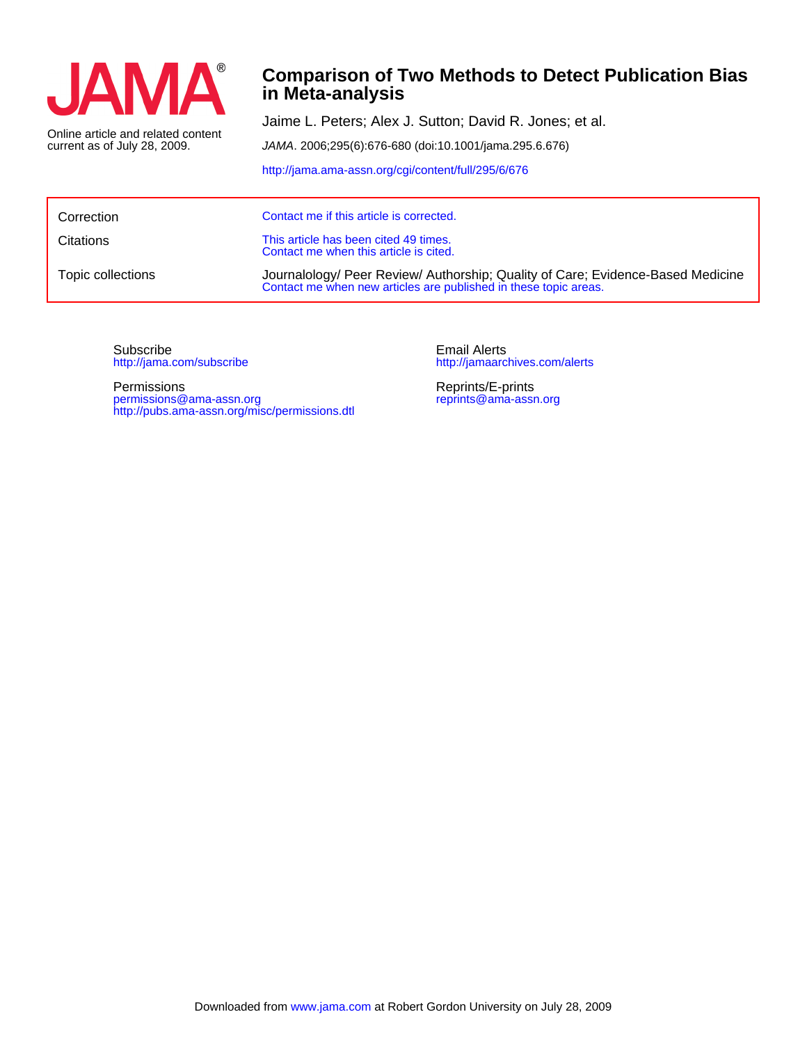JAMA®

Online article and related content current as of July 28, 2009.

# Comparison of Two Methods to Detect Publication Bias in Meta-analysis

Jaime L. Peters; Alex J. Sutton; David R. Jones; et al.

*JAMA*. 2006;295(6):676-680 (doi:10.1001/jama.295.6.676)

http://jama.ama-assn.org/cgi/content/full/295/6/676

| | |
|---|---|
| Correction | Contact me if this article is corrected. |
| Citations | This article has been cited 49 times. Contact me when this article is cited. |
| Topic collections | Journalology/ Peer Review/ Authorship; Quality of Care; Evidence-Based Medicine Contact me when new articles are published in these topic areas. |

Subscribe
http://jama.com/subscribe

Permissions
permissions@ama-assn.org
http://pubs.ama-assn.org/misc/permissions.dtl

Email Alerts
http://jamaarchives.com/alerts

Reprints/E-prints
reprints@ama-assn.org

Downloaded from www.jama.com at Robert Gordon University on July 28, 2009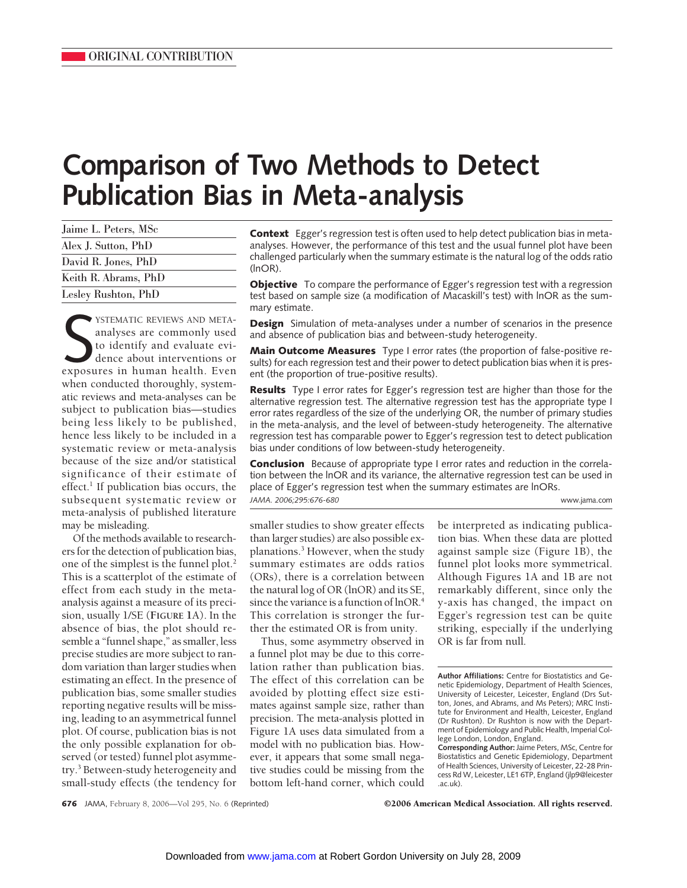ORIGINAL CONTRIBUTION

# Comparison of Two Methods to Detect Publication Bias in Meta-analysis

Jaime L. Peters, MSc
Alex J. Sutton, PhD
David R. Jones, PhD
Keith R. Abrams, PhD
Lesley Rushton, PhD

**Context** Egger's regression test is often used to help detect publication bias in meta-analyses. However, the performance of this test and the usual funnel plot have been challenged particularly when the summary estimate is the natural log of the odds ratio (lnOR).

**Objective** To compare the performance of Egger's regression test with a regression test based on sample size (a modification of Macaskill's test) with lnOR as the summary estimate.

**Design** Simulation of meta-analyses under a number of scenarios in the presence and absence of publication bias and between-study heterogeneity.

**Main Outcome Measures** Type I error rates (the proportion of false-positive results) for each regression test and their power to detect publication bias when it is present (the proportion of true-positive results).

**Results** Type I error rates for Egger's regression test are higher than those for the alternative regression test. The alternative regression test has the appropriate type I error rates regardless of the size of the underlying OR, the number of primary studies in the meta-analysis, and the level of between-study heterogeneity. The alternative regression test has comparable power to Egger's regression test to detect publication bias under conditions of low between-study heterogeneity.

**Conclusion** Because of appropriate type I error rates and reduction in the correlation between the lnOR and its variance, the alternative regression test can be used in place of Egger's regression test when the summary estimates are lnORs.

*JAMA. 2006;295:676-680* www.jama.com

Systematic reviews and meta-analyses are commonly used to identify and evaluate evidence about interventions or exposures in human health. Even when conducted thoroughly, systematic reviews and meta-analyses can be subject to publication bias—studies being less likely to be published, hence less likely to be included in a systematic review or meta-analysis because of the size and/or statistical significance of their estimate of effect.[1] If publication bias occurs, the subsequent systematic review or meta-analysis of published literature may be misleading.

Of the methods available to researchers for the detection of publication bias, one of the simplest is the funnel plot.[2] This is a scatterplot of the estimate of effect from each study in the meta-analysis against a measure of its precision, usually 1/SE (FIGURE 1A). In the absence of bias, the plot should resemble a "funnel shape," as smaller, less precise studies are more subject to random variation than larger studies when estimating an effect. In the presence of publication bias, some smaller studies reporting negative results will be missing, leading to an asymmetrical funnel plot. Of course, publication bias is not the only possible explanation for observed (or tested) funnel plot asymmetry.[3] Between-study heterogeneity and small-study effects (the tendency for smaller studies to show greater effects than larger studies) are also possible explanations.[3] However, when the study summary estimates are odds ratios (ORs), there is a correlation between the natural log of OR (lnOR) and its SE, since the variance is a function of lnOR.[4] This correlation is stronger the further the estimated OR is from unity.

Thus, some asymmetry observed in a funnel plot may be due to this correlation rather than publication bias. The effect of this correlation can be avoided by plotting effect size estimates against sample size, rather than precision. The meta-analysis plotted in Figure 1A uses data simulated from a model with no publication bias. However, it appears that some small negative studies could be missing from the bottom left-hand corner, which could be interpreted as indicating publication bias. When these data are plotted against sample size (Figure 1B), the funnel plot looks more symmetrical. Although Figures 1A and 1B are not remarkably different, since only the y-axis has changed, the impact on Egger's regression test can be quite striking, especially if the underlying OR is far from null.

**Author Affiliations:** Centre for Biostatistics and Genetic Epidemiology, Department of Health Sciences, University of Leicester, Leicester, England (Drs Sutton, Jones, and Abrams, and Ms Peters); MRC Institute for Environment and Health, Leicester, England (Dr Rushton). Dr Rushton is now with the Department of Epidemiology and Public Health, Imperial College London, London, England.

**Corresponding Author:** Jaime Peters, MSc, Centre for Biostatistics and Genetic Epidemiology, Department of Health Sciences, University of Leicester, 22-28 Princess Rd W, Leicester, LE1 6TP, England (jlp9@leicester.ac.uk).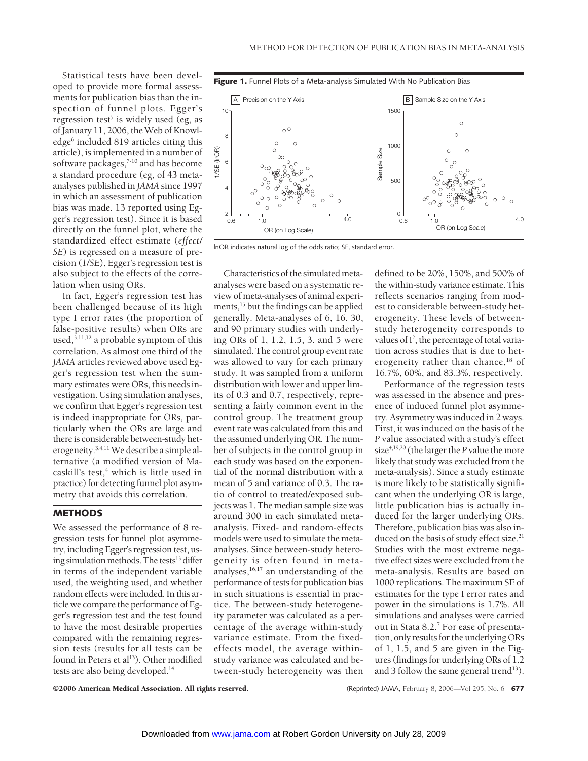Statistical tests have been developed to provide more formal assessments for publication bias than the inspection of funnel plots. Egger's regression test[5] is widely used (eg, as of January 11, 2006, the Web of Knowledge[6] included 819 articles citing this article), is implemented in a number of software packages,[7-10] and has become a standard procedure (eg, of 43 meta-analyses published in *JAMA* since 1997 in which an assessment of publication bias was made, 13 reported using Egger's regression test). Since it is based directly on the funnel plot, where the standardized effect estimate (*effect/SE*) is regressed on a measure of precision (*1/SE*), Egger's regression test is also subject to the effects of the correlation when using ORs.

In fact, Egger's regression test has been challenged because of its high type I error rates (the proportion of false-positive results) when ORs are used,[3,11,12] a probable symptom of this correlation. As almost one third of the *JAMA* articles reviewed above used Egger's regression test when the summary estimates were ORs, this needs investigation. Using simulation analyses, we confirm that Egger's regression test is indeed inappropriate for ORs, particularly when the ORs are large and there is considerable between-study heterogeneity.[3,4,11] We describe a simple alternative (a modified version of Macaskill's test,[4] which is little used in practice) for detecting funnel plot asymmetry that avoids this correlation.

## METHODS

We assessed the performance of 8 regression tests for funnel plot asymmetry, including Egger's regression test, using simulation methods. The tests[13] differ in terms of the independent variable used, the weighting used, and whether random effects were included. In this article we compare the performance of Egger's regression test and the test found to have the most desirable properties compared with the remaining regression tests (results for all tests can be found in Peters et al[13]). Other modified tests are also being developed.[14]

**Figure 1.** Funnel Plots of a Meta-analysis Simulated With No Publication Bias

lnOR indicates natural log of the odds ratio; SE, standard error.

Characteristics of the simulated meta-analyses were based on a systematic review of meta-analyses of animal experiments,[15] but the findings can be applied generally. Meta-analyses of 6, 16, 30, and 90 primary studies with underlying ORs of 1, 1.2, 1.5, 3, and 5 were simulated. The control group event rate was allowed to vary for each primary study. It was sampled from a uniform distribution with lower and upper limits of 0.3 and 0.7, respectively, representing a fairly common event in the control group. The treatment group event rate was calculated from this and the assumed underlying OR. The number of subjects in the control group in each study was based on the exponential of the normal distribution with a mean of 5 and variance of 0.3. The ratio of control to treated/exposed subjects was 1. The median sample size was around 300 in each simulated meta-analysis. Fixed- and random-effects models were used to simulate the meta-analyses. Since between-study heterogeneity is often found in meta-analyses,[16,17] an understanding of the performance of tests for publication bias in such situations is essential in practice. The between-study heterogeneity parameter was calculated as a percentage of the average within-study variance estimate. From the fixed-effects model, the average within-study variance was calculated and between-study heterogeneity was then defined to be 20%, 150%, and 500% of the within-study variance estimate. This reflects scenarios ranging from modest to considerable between-study heterogeneity. These levels of between-study heterogeneity corresponds to values of $I^2$, the percentage of total variation across studies that is due to heterogeneity rather than chance,[18] of 16.7%, 60%, and 83.3%, respectively.

Performance of the regression tests was assessed in the absence and presence of induced funnel plot asymmetry. Asymmetry was induced in 2 ways. First, it was induced on the basis of the *P* value associated with a study's effect size[4,19,20] (the larger the *P* value the more likely that study was excluded from the meta-analysis). Since a study estimate is more likely to be statistically significant when the underlying OR is large, little publication bias is actually induced for the larger underlying ORs. Therefore, publication bias was also induced on the basis of study effect size.[21] Studies with the most extreme negative effect sizes were excluded from the meta-analysis. Results are based on 1000 replications. The maximum SE of estimates for the type I error rates and power in the simulations is 1.7%. All simulations and analyses were carried out in Stata 8.2.[7] For ease of presentation, only results for the underlying ORs of 1, 1.5, and 5 are given in the Figures (findings for underlying ORs of 1.2 and 3 follow the same general trend[13]).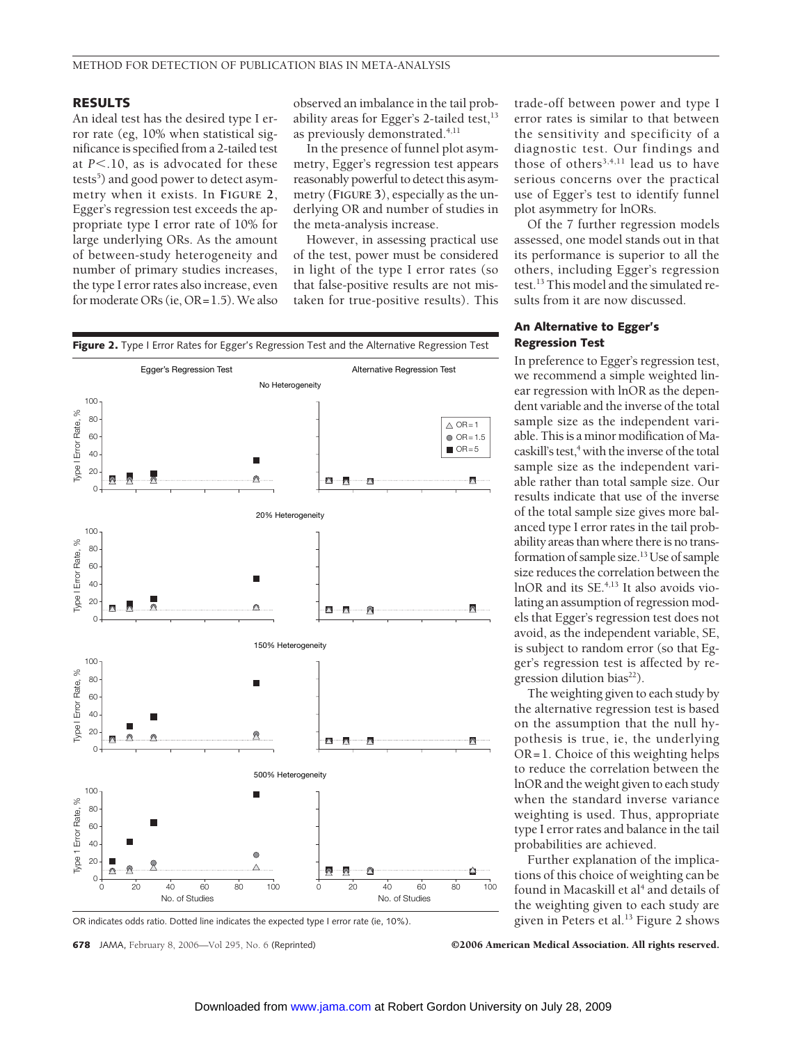## RESULTS

An ideal test has the desired type I error rate (eg, 10% when statistical significance is specified from a 2-tailed test at $P<.10$, as is advocated for these tests[5]) and good power to detect asymmetry when it exists. In FIGURE 2, Egger's regression test exceeds the appropriate type I error rate of 10% for large underlying ORs. As the amount of between-study heterogeneity and number of primary studies increases, the type I error rates also increase, even for moderate ORs (ie, OR=1.5). We also observed an imbalance in the tail probability areas for Egger's 2-tailed test,[13] as previously demonstrated.[4,11]

In the presence of funnel plot asymmetry, Egger's regression test appears reasonably powerful to detect this asymmetry (FIGURE 3), especially as the underlying OR and number of studies in the meta-analysis increase.

However, in assessing practical use of the test, power must be considered in light of the type I error rates (so that false-positive results are not mistaken for true-positive results). This trade-off between power and type I error rates is similar to that between the sensitivity and specificity of a diagnostic test. Our findings and those of others[3,4,11] lead us to have serious concerns over the practical use of Egger's test to identify funnel plot asymmetry for lnORs.

Of the 7 further regression models assessed, one model stands out in that its performance is superior to all the others, including Egger's regression test.[13] This model and the simulated results from it are now discussed.

**Figure 2.** Type I Error Rates for Egger's Regression Test and the Alternative Regression Test

OR indicates odds ratio. Dotted line indicates the expected type I error rate (ie, 10%).

### An Alternative to Egger's Regression Test

In preference to Egger's regression test, we recommend a simple weighted linear regression with lnOR as the dependent variable and the inverse of the total sample size as the independent variable. This is a minor modification of Macaskill's test,[4] with the inverse of the total sample size as the independent variable rather than total sample size. Our results indicate that use of the inverse of the total sample size gives more balanced type I error rates in the tail probability areas than where there is no transformation of sample size.[13] Use of sample size reduces the correlation between the lnOR and its SE.[4,13] It also avoids violating an assumption of regression models that Egger's regression test does not avoid, as the independent variable, SE, is subject to random error (so that Egger's regression test is affected by regression dilution bias[22]).

The weighting given to each study by the alternative regression test is based on the assumption that the null hypothesis is true, ie, the underlying OR=1. Choice of this weighting helps to reduce the correlation between the lnOR and the weight given to each study when the standard inverse variance weighting is used. Thus, appropriate type I error rates and balance in the tail probabilities are achieved.

Further explanation of the implications of this choice of weighting can be found in Macaskill et al[4] and details of the weighting given to each study are given in Peters et al.[13] Figure 2 shows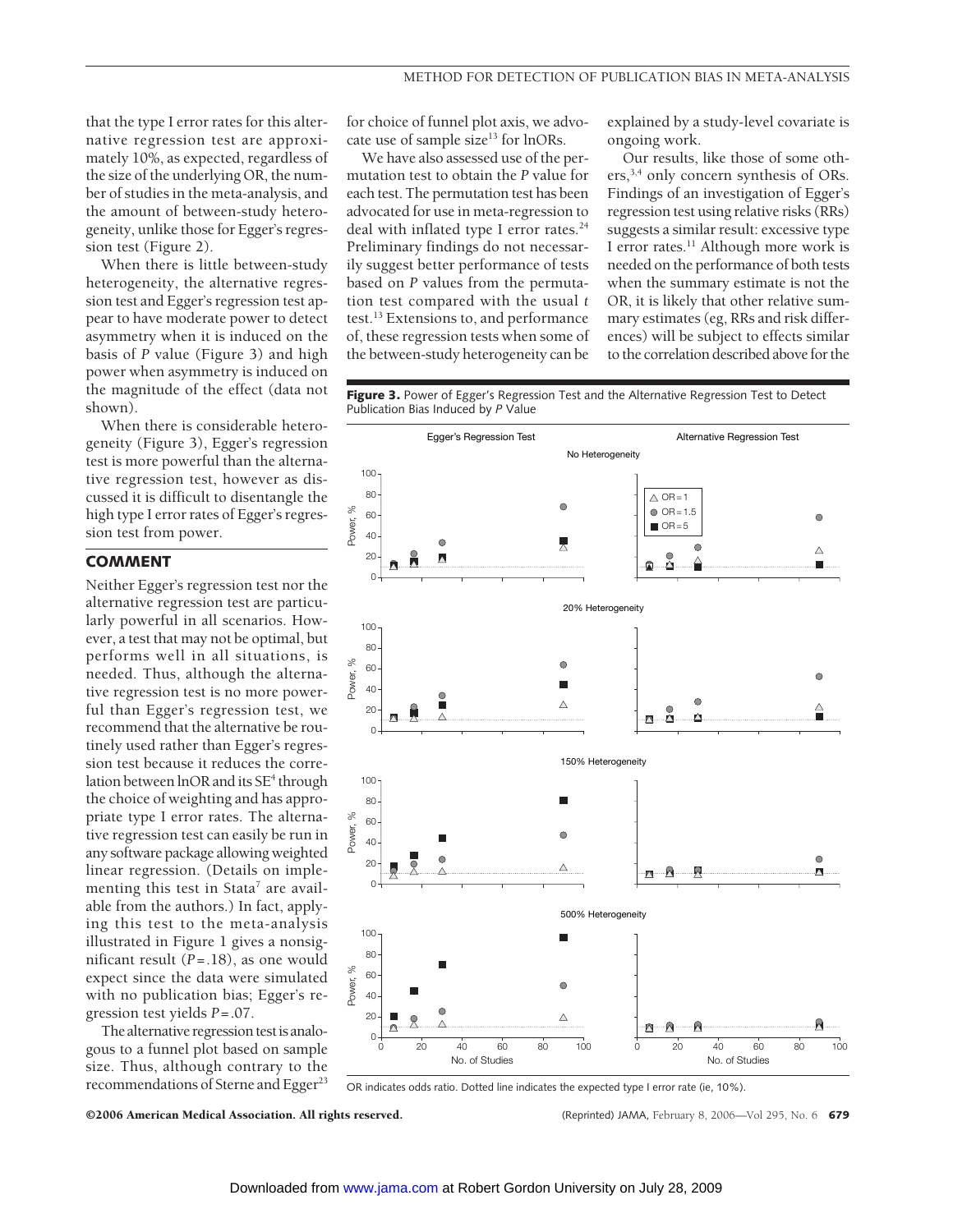that the type I error rates for this alternative regression test are approximately 10%, as expected, regardless of the size of the underlying OR, the number of studies in the meta-analysis, and the amount of between-study heterogeneity, unlike those for Egger's regression test (Figure 2).

When there is little between-study heterogeneity, the alternative regression test and Egger's regression test appear to have moderate power to detect asymmetry when it is induced on the basis of *P* value (Figure 3) and high power when asymmetry is induced on the magnitude of the effect (data not shown).

When there is considerable heterogeneity (Figure 3), Egger's regression test is more powerful than the alternative regression test, however as discussed it is difficult to disentangle the high type I error rates of Egger's regression test from power.

## COMMENT

Neither Egger's regression test nor the alternative regression test are particularly powerful in all scenarios. However, a test that may not be optimal, but performs well in all situations, is needed. Thus, although the alternative regression test is no more powerful than Egger's regression test, we recommend that the alternative be routinely used rather than Egger's regression test because it reduces the correlation between lnOR and its SE[4] through the choice of weighting and has appropriate type I error rates. The alternative regression test can easily be run in any software package allowing weighted linear regression. (Details on implementing this test in Stata[7] are available from the authors.) In fact, applying this test to the meta-analysis illustrated in Figure 1 gives a nonsignificant result ($P=.18$), as one would expect since the data were simulated with no publication bias; Egger's regression test yields $P=.07$.

The alternative regression test is analogous to a funnel plot based on sample size. Thus, although contrary to the recommendations of Sterne and Egger[23] for choice of funnel plot axis, we advocate use of sample size[13] for lnORs.

We have also assessed use of the permutation test to obtain the *P* value for each test. The permutation test has been advocated for use in meta-regression to deal with inflated type I error rates.[24] Preliminary findings do not necessarily suggest better performance of tests based on *P* values from the permutation test compared with the usual *t* test.[13] Extensions to, and performance of, these regression tests when some of the between-study heterogeneity can be explained by a study-level covariate is ongoing work.

Our results, like those of some others,[3,4] only concern synthesis of ORs. Findings of an investigation of Egger's regression test using relative risks (RRs) suggests a similar result: excessive type I error rates.[11] Although more work is needed on the performance of both tests when the summary estimate is not the OR, it is likely that other relative summary estimates (eg, RRs and risk differences) will be subject to effects similar to the correlation described above for the

**Figure 3.** Power of Egger's Regression Test and the Alternative Regression Test to Detect Publication Bias Induced by *P* Value

OR indicates odds ratio. Dotted line indicates the expected type I error rate (ie, 10%).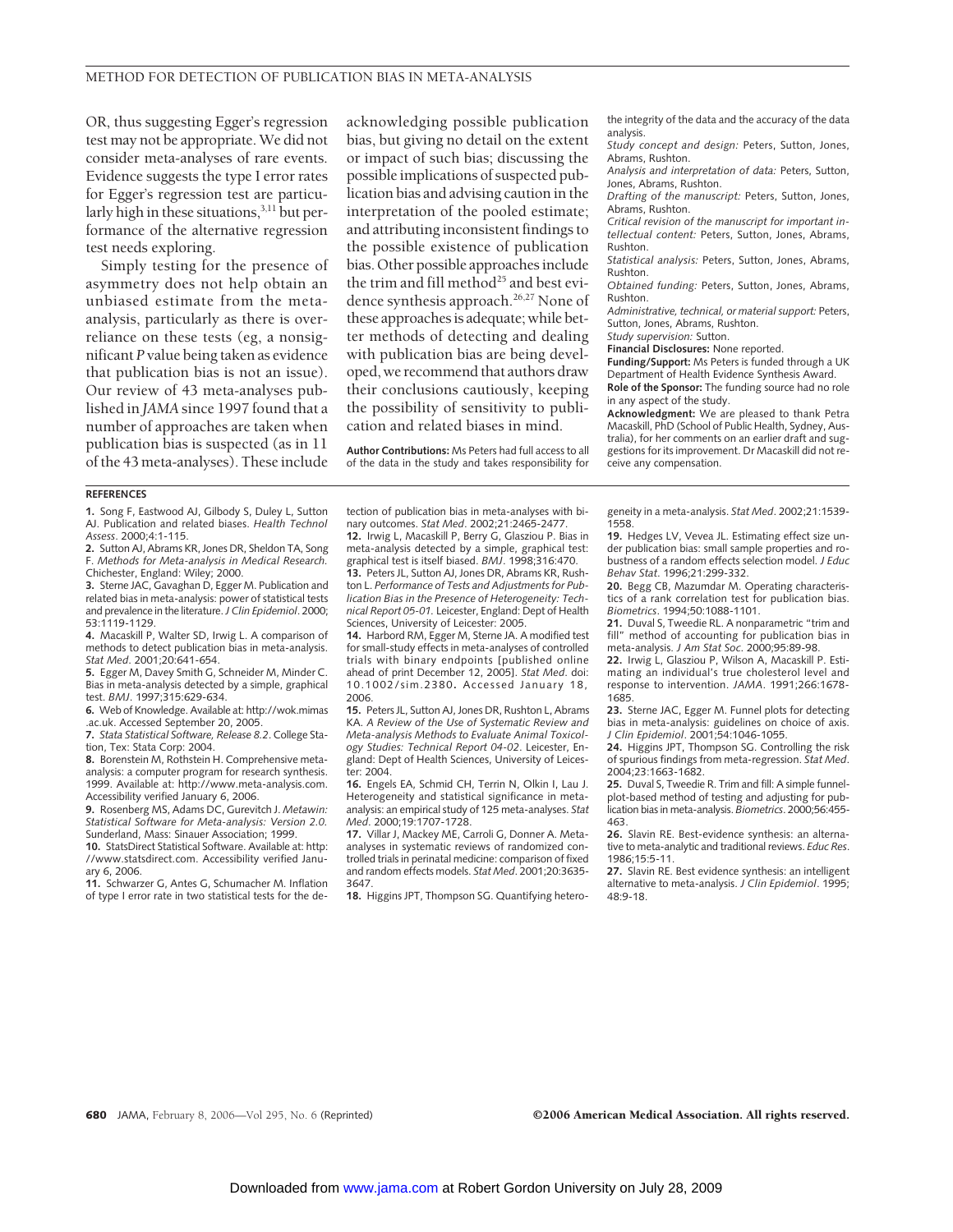OR, thus suggesting Egger's regression test may not be appropriate. We did not consider meta-analyses of rare events. Evidence suggests the type I error rates for Egger's regression test are particularly high in these situations,[3,11] but performance of the alternative regression test needs exploring.

Simply testing for the presence of asymmetry does not help obtain an unbiased estimate from the meta-analysis, particularly as there is overreliance on these tests (eg, a nonsignificant *P* value being taken as evidence that publication bias is not an issue). Our review of 43 meta-analyses published in *JAMA* since 1997 found that a number of approaches are taken when publication bias is suspected (as in 11 of the 43 meta-analyses). These include acknowledging possible publication bias, but giving no detail on the extent or impact of such bias; discussing the possible implications of suspected publication bias and advising caution in the interpretation of the pooled estimate; and attributing inconsistent findings to the possible existence of publication bias. Other possible approaches include the trim and fill method[25] and best evidence synthesis approach.[26,27] None of these approaches is adequate; while better methods of detecting and dealing with publication bias are being developed, we recommend that authors draw their conclusions cautiously, keeping the possibility of sensitivity to publication and related biases in mind.

**Author Contributions:** Ms Peters had full access to all of the data in the study and takes responsibility for the integrity of the data and the accuracy of the data analysis.

*Study concept and design:* Peters, Sutton, Jones, Abrams, Rushton.

*Analysis and interpretation of data:* Peters, Sutton, Jones, Abrams, Rushton.

*Drafting of the manuscript:* Peters, Sutton, Jones, Abrams, Rushton.

*Critical revision of the manuscript for important intellectual content:* Peters, Sutton, Jones, Abrams, Rushton.

*Statistical analysis:* Peters, Sutton, Jones, Abrams, Rushton.

*Obtained funding:* Peters, Sutton, Jones, Abrams, Rushton.

*Administrative, technical, or material support:* Peters, Sutton, Jones, Abrams, Rushton.

*Study supervision:* Sutton.

**Financial Disclosures:** None reported.

**Funding/Support:** Ms Peters is funded through a UK Department of Health Evidence Synthesis Award.

**Role of the Sponsor:** The funding source had no role in any aspect of the study.

**Acknowledgment:** We are pleased to thank Petra Macaskill, PhD (School of Public Health, Sydney, Australia), for her comments on an earlier draft and suggestions for its improvement. Dr Macaskill did not receive any compensation.

**REFERENCES**

1. Song F, Eastwood AJ, Gilbody S, Duley L, Sutton AJ. Publication and related biases. *Health Technol Assess*. 2000;4:1-115.
2. Sutton AJ, Abrams KR, Jones DR, Sheldon TA, Song F. *Methods for Meta-analysis in Medical Research*. Chichester, England: Wiley; 2000.
3. Sterne JAC, Gavaghan D, Egger M. Publication and related bias in meta-analysis: power of statistical tests and prevalence in the literature. *J Clin Epidemiol*. 2000; 53:1119-1129.
4. Macaskill P, Walter SD, Irwig L. A comparison of methods to detect publication bias in meta-analysis. *Stat Med*. 2001;20:641-654.
5. Egger M, Davey Smith G, Schneider M, Minder C. Bias in meta-analysis detected by a simple, graphical test. *BMJ*. 1997;315:629-634.
6. Web of Knowledge. Available at: http://wok.mimas.ac.uk. Accessed September 20, 2005.
7. *Stata Statistical Software, Release 8.2*. College Station, Tex: Stata Corp: 2004.
8. Borenstein M, Rothstein H. Comprehensive meta-analysis: a computer program for research synthesis. 1999. Available at: http://www.meta-analysis.com. Accessibility verified January 6, 2006.
9. Rosenberg MS, Adams DC, Gurevitch J. *Metawin: Statistical Software for Meta-analysis: Version 2.0*. Sunderland, Mass: Sinauer Association; 1999.
10. StatsDirect Statistical Software. Available at: http://www.statsdirect.com. Accessibility verified January 6, 2006.
11. Schwarzer G, Antes G, Schumacher M. Inflation of type I error rate in two statistical tests for the detection of publication bias in meta-analyses with binary outcomes. *Stat Med*. 2002;21:2465-2477.
12. Irwig L, Macaskill P, Berry G, Glasziou P. Bias in meta-analysis detected by a simple, graphical test: graphical test is itself biased. *BMJ*. 1998;316:470.
13. Peters JL, Sutton AJ, Jones DR, Abrams KR, Rushton L. *Performance of Tests and Adjustments for Publication Bias in the Presence of Heterogeneity: Technical Report 05-01*. Leicester, England: Dept of Health Sciences, University of Leicester: 2005.
14. Harbord RM, Egger M, Sterne JA. A modified test for small-study effects in meta-analyses of controlled trials with binary endpoints [published online ahead of print December 12, 2005]. *Stat Med*. doi: 10.1002/sim.2380. Accessed January 18, 2006.
15. Peters JL, Sutton AJ, Jones DR, Rushton L, Abrams KA. *A Review of the Use of Systematic Review and Meta-analysis Methods to Evaluate Animal Toxicology Studies: Technical Report 04-02*. Leicester, England: Dept of Health Sciences, University of Leicester: 2004.
16. Engels EA, Schmid CH, Terrin N, Olkin I, Lau J. Heterogeneity and statistical significance in meta-analysis: an empirical study of 125 meta-analyses. *Stat Med*. 2000;19:1707-1728.
17. Villar J, Mackey ME, Carroli G, Donner A. Meta-analyses in systematic reviews of randomized controlled trials in perinatal medicine: comparison of fixed and random effects models. *Stat Med*. 2001;20:3635-3647.
18. Higgins JPT, Thompson SG. Quantifying heterogeneity in a meta-analysis. *Stat Med*. 2002;21:1539-1558.
19. Hedges LV, Vevea JL. Estimating effect size under publication bias: small sample properties and robustness of a random effects selection model. *J Educ Behav Stat*. 1996;21:299-332.
20. Begg CB, Mazumdar M. Operating characteristics of a rank correlation test for publication bias. *Biometrics*. 1994;50:1088-1101.
21. Duval S, Tweedie RL. A nonparametric "trim and fill" method of accounting for publication bias in meta-analysis. *J Am Stat Soc*. 2000;95:89-98.
22. Irwig L, Glasziou P, Wilson A, Macaskill P. Estimating an individual's true cholesterol level and response to intervention. *JAMA*. 1991;266:1678-1685.
23. Sterne JAC, Egger M. Funnel plots for detecting bias in meta-analysis: guidelines on choice of axis. *J Clin Epidemiol*. 2001;54:1046-1055.
24. Higgins JPT, Thompson SG. Controlling the risk of spurious findings from meta-regression. *Stat Med*. 2004;23:1663-1682.
25. Duval S, Tweedie R. Trim and fill: A simple funnel-plot-based method of testing and adjusting for publication bias in meta-analysis. *Biometrics*. 2000;56:455-463.
26. Slavin RE. Best-evidence synthesis: an alternative to meta-analytic and traditional reviews. *Educ Res*. 1986;15:5-11.
27. Slavin RE. Best evidence synthesis: an intelligent alternative to meta-analysis. *J Clin Epidemiol*. 1995; 48:9-18.